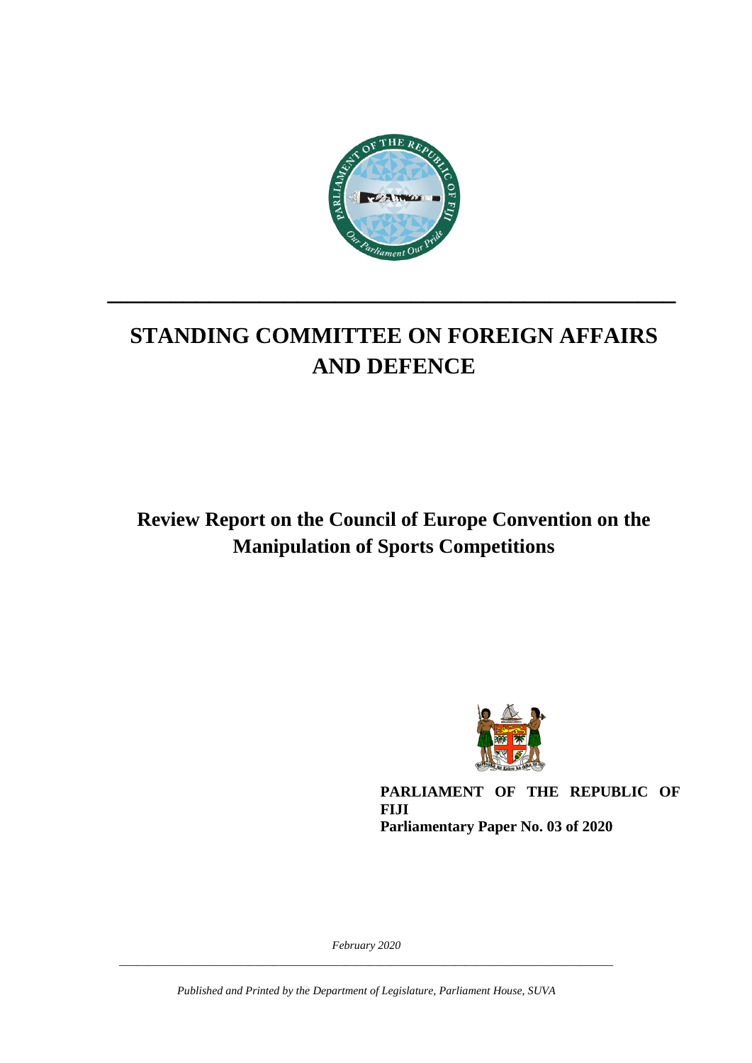# STANDING COMMITTEE ON FOREIGN AFFAIRS AND DEFENCE

## Review Report on the Council of Europe Convention on the Manipulation of Sports Competitions

**PARLIAMENT OF THE REPUBLIC OF FIJI**
**Parliamentary Paper No. 03 of 2020**

*February 2020*

*Published and Printed by the Department of Legislature, Parliament House, SUVA*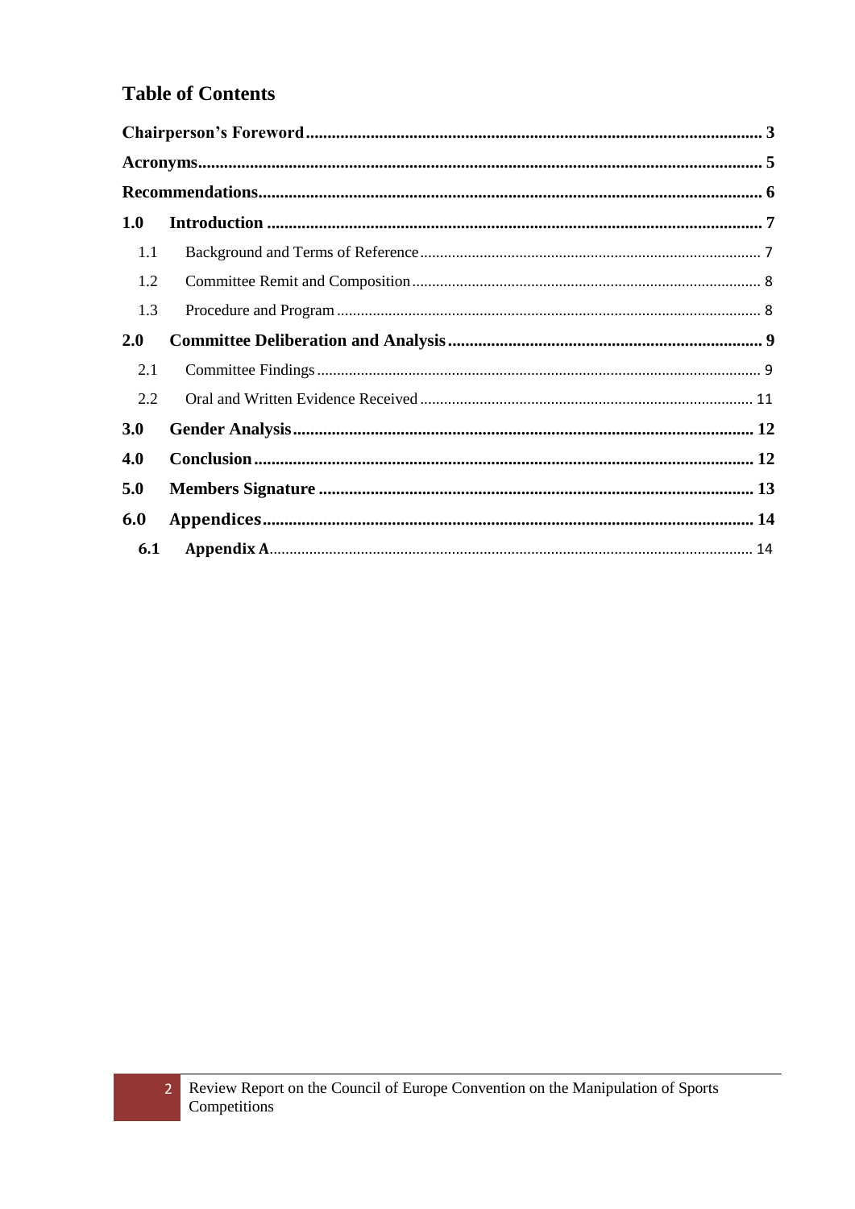## Table of Contents

**Chairperson's Foreword** ........ **3**

**Acronyms** ........ **5**

**Recommendations** ........ **6**

**1.0 Introduction** ........ **7**

- 1.1 Background and Terms of Reference ........ 7
- 1.2 Committee Remit and Composition ........ 8
- 1.3 Procedure and Program ........ 8

**2.0 Committee Deliberation and Analysis** ........ **9**

- 2.1 Committee Findings ........ 9
- 2.2 Oral and Written Evidence Received ........ 11

**3.0 Gender Analysis** ........ **12**

**4.0 Conclusion** ........ **12**

**5.0 Members Signature** ........ **13**

**6.0 Appendices** ........ **14**

- **6.1 Appendix A** ........ 14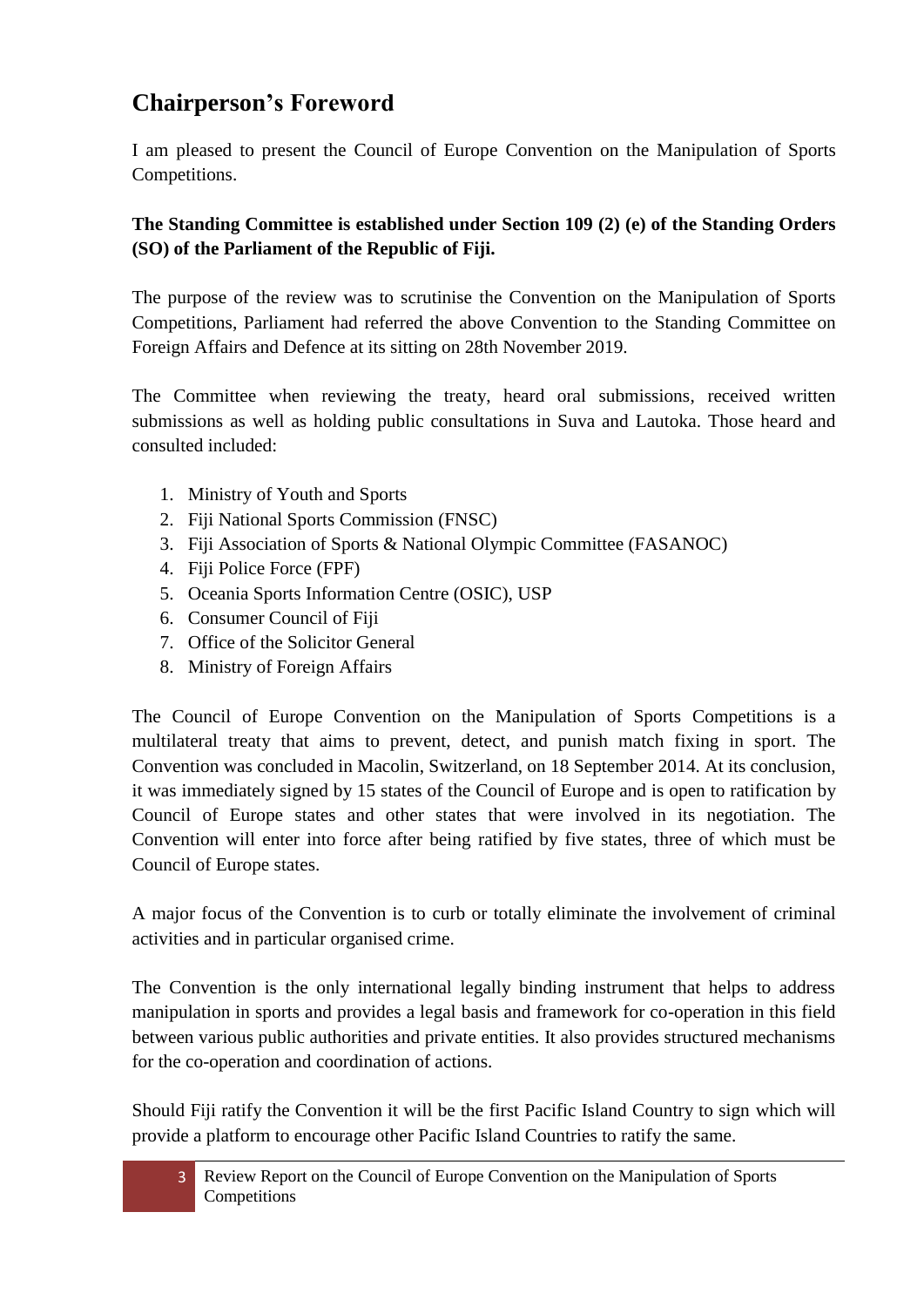## Chairperson's Foreword

I am pleased to present the Council of Europe Convention on the Manipulation of Sports Competitions.

**The Standing Committee is established under Section 109 (2) (e) of the Standing Orders (SO) of the Parliament of the Republic of Fiji.**

The purpose of the review was to scrutinise the Convention on the Manipulation of Sports Competitions, Parliament had referred the above Convention to the Standing Committee on Foreign Affairs and Defence at its sitting on 28th November 2019.

The Committee when reviewing the treaty, heard oral submissions, received written submissions as well as holding public consultations in Suva and Lautoka. Those heard and consulted included:

1. Ministry of Youth and Sports
2. Fiji National Sports Commission (FNSC)
3. Fiji Association of Sports & National Olympic Committee (FASANOC)
4. Fiji Police Force (FPF)
5. Oceania Sports Information Centre (OSIC), USP
6. Consumer Council of Fiji
7. Office of the Solicitor General
8. Ministry of Foreign Affairs

The Council of Europe Convention on the Manipulation of Sports Competitions is a multilateral treaty that aims to prevent, detect, and punish match fixing in sport. The Convention was concluded in Macolin, Switzerland, on 18 September 2014. At its conclusion, it was immediately signed by 15 states of the Council of Europe and is open to ratification by Council of Europe states and other states that were involved in its negotiation. The Convention will enter into force after being ratified by five states, three of which must be Council of Europe states.

A major focus of the Convention is to curb or totally eliminate the involvement of criminal activities and in particular organised crime.

The Convention is the only international legally binding instrument that helps to address manipulation in sports and provides a legal basis and framework for co-operation in this field between various public authorities and private entities. It also provides structured mechanisms for the co-operation and coordination of actions.

Should Fiji ratify the Convention it will be the first Pacific Island Country to sign which will provide a platform to encourage other Pacific Island Countries to ratify the same.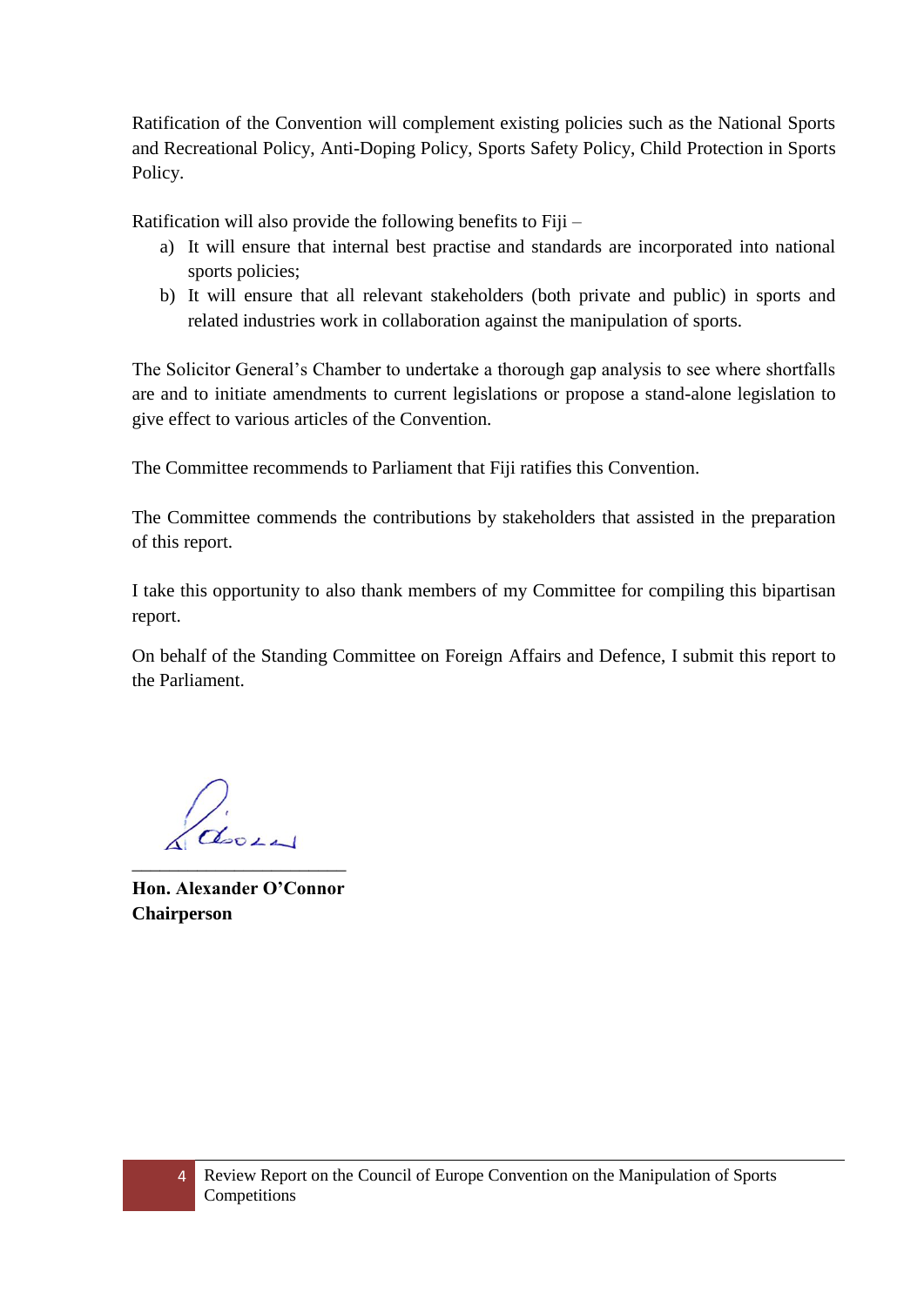Ratification of the Convention will complement existing policies such as the National Sports and Recreational Policy, Anti-Doping Policy, Sports Safety Policy, Child Protection in Sports Policy.

Ratification will also provide the following benefits to Fiji –

a) It will ensure that internal best practise and standards are incorporated into national sports policies;
b) It will ensure that all relevant stakeholders (both private and public) in sports and related industries work in collaboration against the manipulation of sports.

The Solicitor General's Chamber to undertake a thorough gap analysis to see where shortfalls are and to initiate amendments to current legislations or propose a stand-alone legislation to give effect to various articles of the Convention.

The Committee recommends to Parliament that Fiji ratifies this Convention.

The Committee commends the contributions by stakeholders that assisted in the preparation of this report.

I take this opportunity to also thank members of my Committee for compiling this bipartisan report.

On behalf of the Standing Committee on Foreign Affairs and Defence, I submit this report to the Parliament.

\_\_\_\_\_\_\_\_\_\_\_\_\_\_\_\_\_\_\_\_\_\_\_\_

**Hon. Alexander O'Connor**
**Chairperson**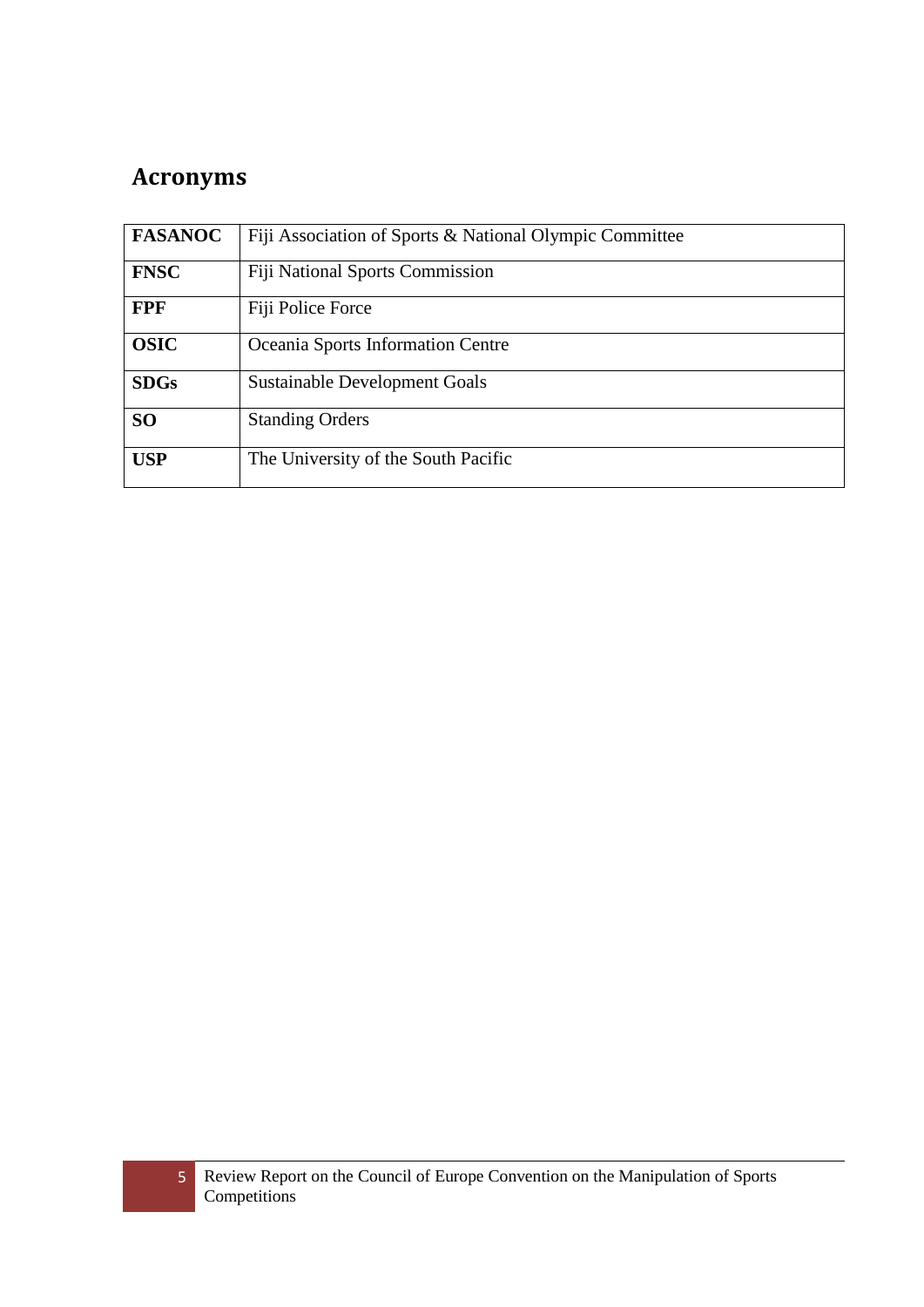## Acronyms

| | |
|---|---|
| **FASANOC** | Fiji Association of Sports & National Olympic Committee |
| **FNSC** | Fiji National Sports Commission |
| **FPF** | Fiji Police Force |
| **OSIC** | Oceania Sports Information Centre |
| **SDGs** | Sustainable Development Goals |
| **SO** | Standing Orders |
| **USP** | The University of the South Pacific |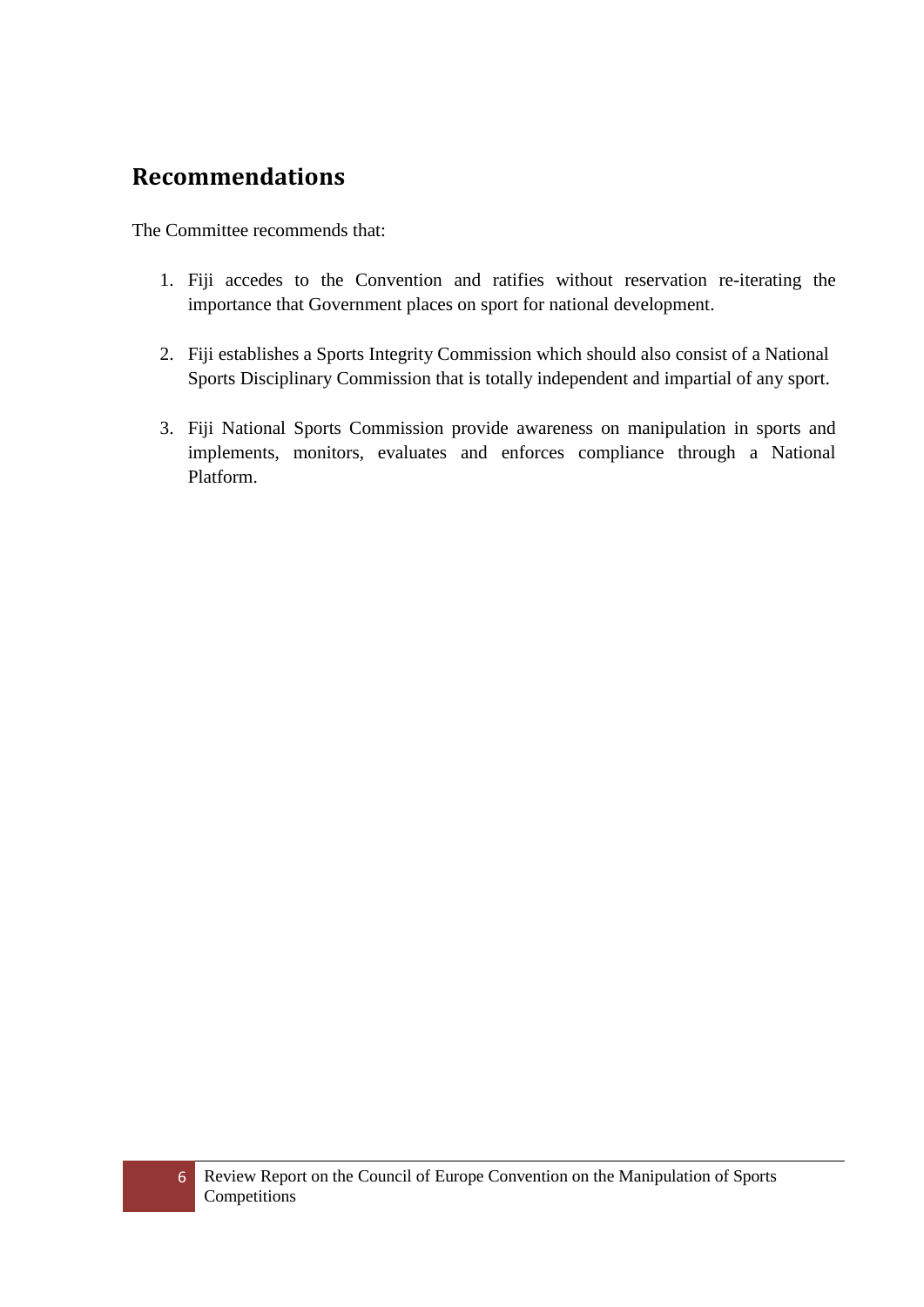## Recommendations

The Committee recommends that:

1. Fiji accedes to the Convention and ratifies without reservation re-iterating the importance that Government places on sport for national development.

2. Fiji establishes a Sports Integrity Commission which should also consist of a National Sports Disciplinary Commission that is totally independent and impartial of any sport.

3. Fiji National Sports Commission provide awareness on manipulation in sports and implements, monitors, evaluates and enforces compliance through a National Platform.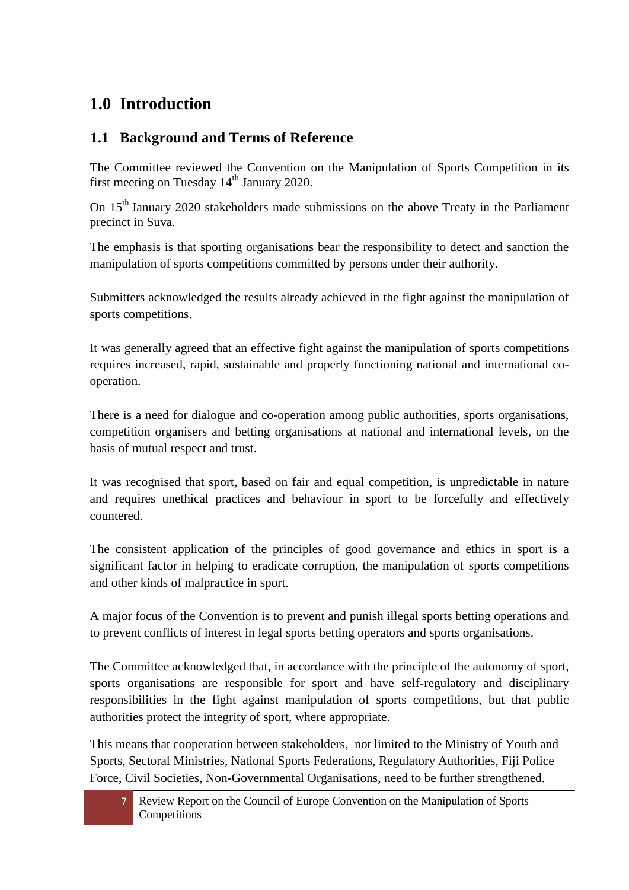# 1.0 Introduction

## 1.1 Background and Terms of Reference

The Committee reviewed the Convention on the Manipulation of Sports Competition in its first meeting on Tuesday 14th January 2020.

On 15th January 2020 stakeholders made submissions on the above Treaty in the Parliament precinct in Suva.

The emphasis is that sporting organisations bear the responsibility to detect and sanction the manipulation of sports competitions committed by persons under their authority.

Submitters acknowledged the results already achieved in the fight against the manipulation of sports competitions.

It was generally agreed that an effective fight against the manipulation of sports competitions requires increased, rapid, sustainable and properly functioning national and international co-operation.

There is a need for dialogue and co-operation among public authorities, sports organisations, competition organisers and betting organisations at national and international levels, on the basis of mutual respect and trust.

It was recognised that sport, based on fair and equal competition, is unpredictable in nature and requires unethical practices and behaviour in sport to be forcefully and effectively countered.

The consistent application of the principles of good governance and ethics in sport is a significant factor in helping to eradicate corruption, the manipulation of sports competitions and other kinds of malpractice in sport.

A major focus of the Convention is to prevent and punish illegal sports betting operations and to prevent conflicts of interest in legal sports betting operators and sports organisations.

The Committee acknowledged that, in accordance with the principle of the autonomy of sport, sports organisations are responsible for sport and have self-regulatory and disciplinary responsibilities in the fight against manipulation of sports competitions, but that public authorities protect the integrity of sport, where appropriate.

This means that cooperation between stakeholders, not limited to the Ministry of Youth and Sports, Sectoral Ministries, National Sports Federations, Regulatory Authorities, Fiji Police Force, Civil Societies, Non-Governmental Organisations, need to be further strengthened.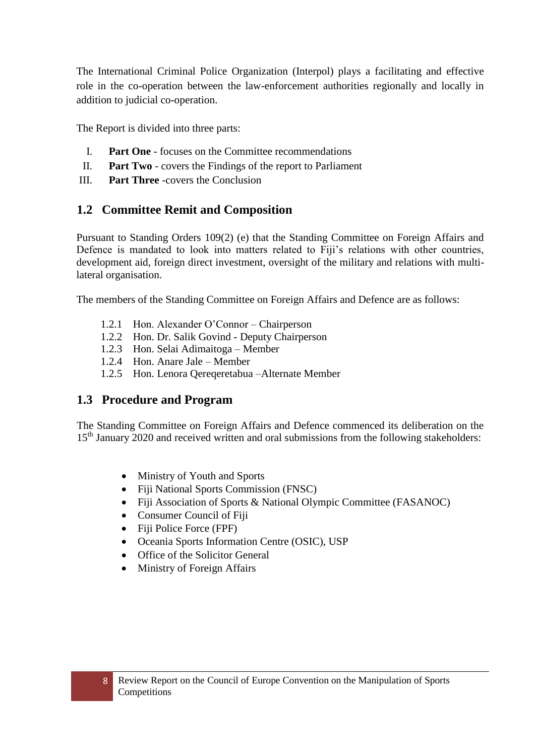The International Criminal Police Organization (Interpol) plays a facilitating and effective role in the co-operation between the law-enforcement authorities regionally and locally in addition to judicial co-operation.

The Report is divided into three parts:

I. **Part One** - focuses on the Committee recommendations
II. **Part Two** - covers the Findings of the report to Parliament
III. **Part Three** -covers the Conclusion

## 1.2 Committee Remit and Composition

Pursuant to Standing Orders 109(2) (e) that the Standing Committee on Foreign Affairs and Defence is mandated to look into matters related to Fiji's relations with other countries, development aid, foreign direct investment, oversight of the military and relations with multi-lateral organisation.

The members of the Standing Committee on Foreign Affairs and Defence are as follows:

1.2.1 Hon. Alexander O'Connor – Chairperson
1.2.2 Hon. Dr. Salik Govind - Deputy Chairperson
1.2.3 Hon. Selai Adimaitoga – Member
1.2.4 Hon. Anare Jale – Member
1.2.5 Hon. Lenora Qereqeretabua –Alternate Member

## 1.3 Procedure and Program

The Standing Committee on Foreign Affairs and Defence commenced its deliberation on the 15th January 2020 and received written and oral submissions from the following stakeholders:

- Ministry of Youth and Sports
- Fiji National Sports Commission (FNSC)
- Fiji Association of Sports & National Olympic Committee (FASANOC)
- Consumer Council of Fiji
- Fiji Police Force (FPF)
- Oceania Sports Information Centre (OSIC), USP
- Office of the Solicitor General
- Ministry of Foreign Affairs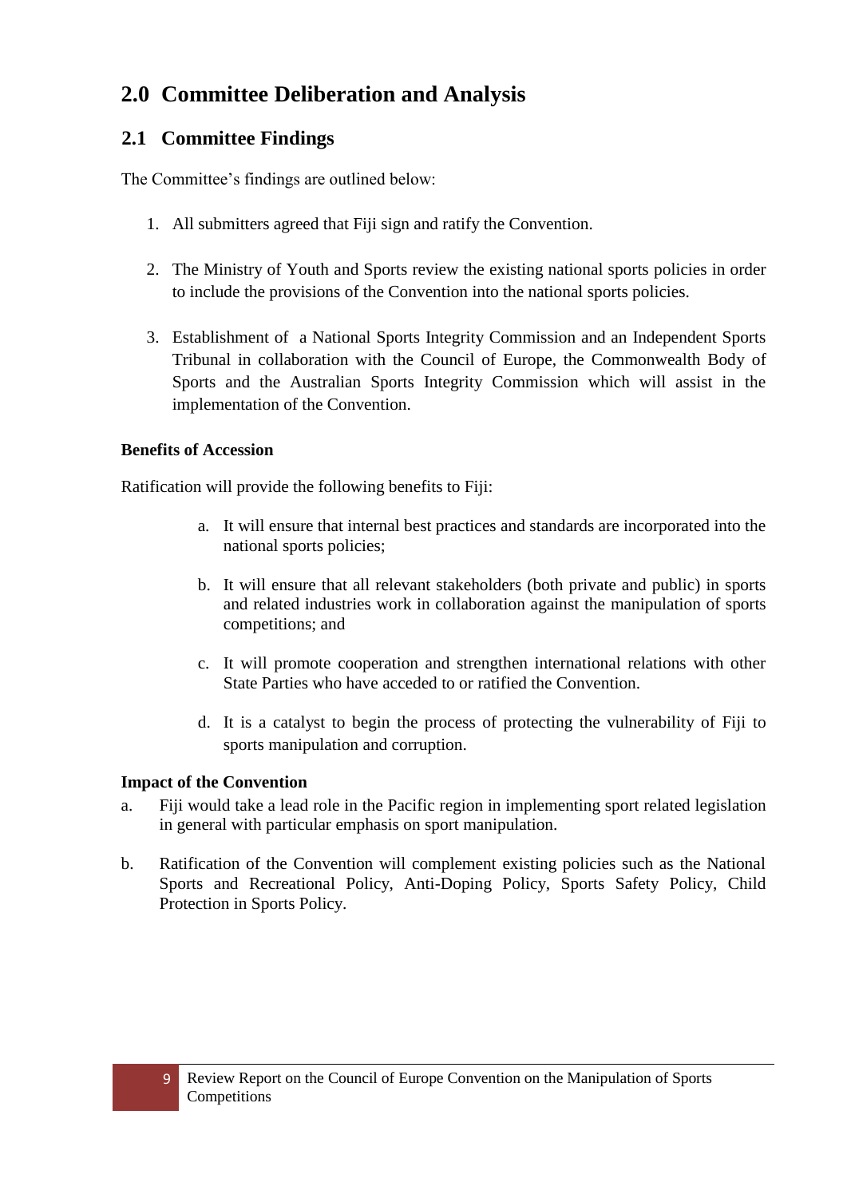# 2.0 Committee Deliberation and Analysis

## 2.1 Committee Findings

The Committee's findings are outlined below:

1. All submitters agreed that Fiji sign and ratify the Convention.

2. The Ministry of Youth and Sports review the existing national sports policies in order to include the provisions of the Convention into the national sports policies.

3. Establishment of a National Sports Integrity Commission and an Independent Sports Tribunal in collaboration with the Council of Europe, the Commonwealth Body of Sports and the Australian Sports Integrity Commission which will assist in the implementation of the Convention.

**Benefits of Accession**

Ratification will provide the following benefits to Fiji:

a. It will ensure that internal best practices and standards are incorporated into the national sports policies;

b. It will ensure that all relevant stakeholders (both private and public) in sports and related industries work in collaboration against the manipulation of sports competitions; and

c. It will promote cooperation and strengthen international relations with other State Parties who have acceded to or ratified the Convention.

d. It is a catalyst to begin the process of protecting the vulnerability of Fiji to sports manipulation and corruption.

**Impact of the Convention**

a. Fiji would take a lead role in the Pacific region in implementing sport related legislation in general with particular emphasis on sport manipulation.

b. Ratification of the Convention will complement existing policies such as the National Sports and Recreational Policy, Anti-Doping Policy, Sports Safety Policy, Child Protection in Sports Policy.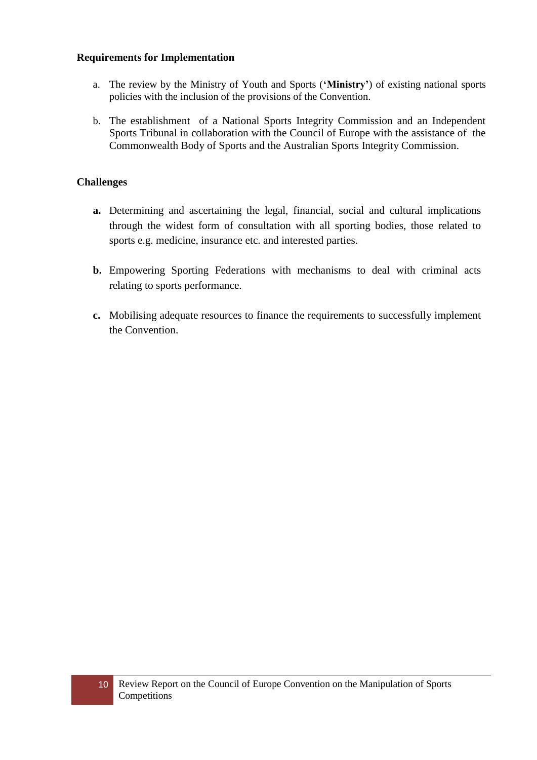**Requirements for Implementation**

a. The review by the Ministry of Youth and Sports (‘**Ministry**’) of existing national sports policies with the inclusion of the provisions of the Convention.

b. The establishment of a National Sports Integrity Commission and an Independent Sports Tribunal in collaboration with the Council of Europe with the assistance of the Commonwealth Body of Sports and the Australian Sports Integrity Commission.

**Challenges**

**a.** Determining and ascertaining the legal, financial, social and cultural implications through the widest form of consultation with all sporting bodies, those related to sports e.g. medicine, insurance etc. and interested parties.

**b.** Empowering Sporting Federations with mechanisms to deal with criminal acts relating to sports performance.

**c.** Mobilising adequate resources to finance the requirements to successfully implement the Convention.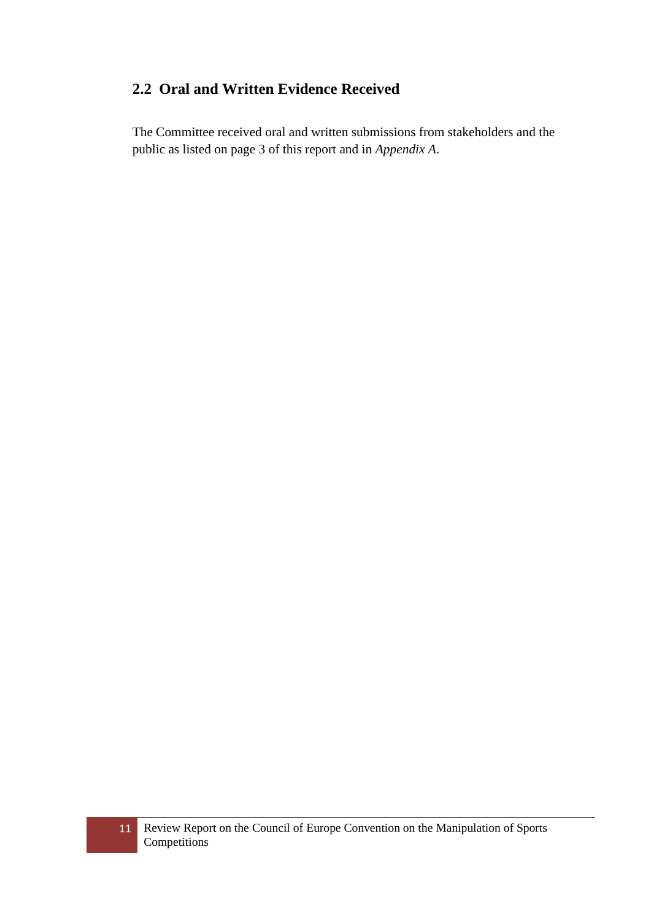## 2.2 Oral and Written Evidence Received

The Committee received oral and written submissions from stakeholders and the public as listed on page 3 of this report and in *Appendix A*.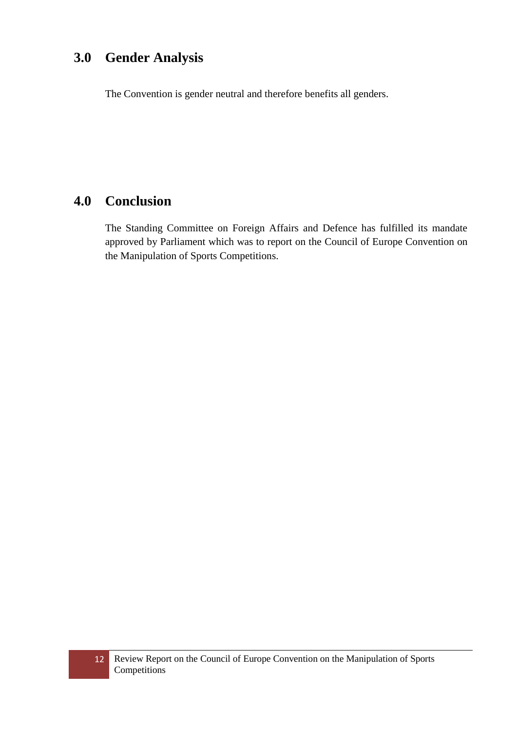## 3.0 Gender Analysis

The Convention is gender neutral and therefore benefits all genders.

## 4.0 Conclusion

The Standing Committee on Foreign Affairs and Defence has fulfilled its mandate approved by Parliament which was to report on the Council of Europe Convention on the Manipulation of Sports Competitions.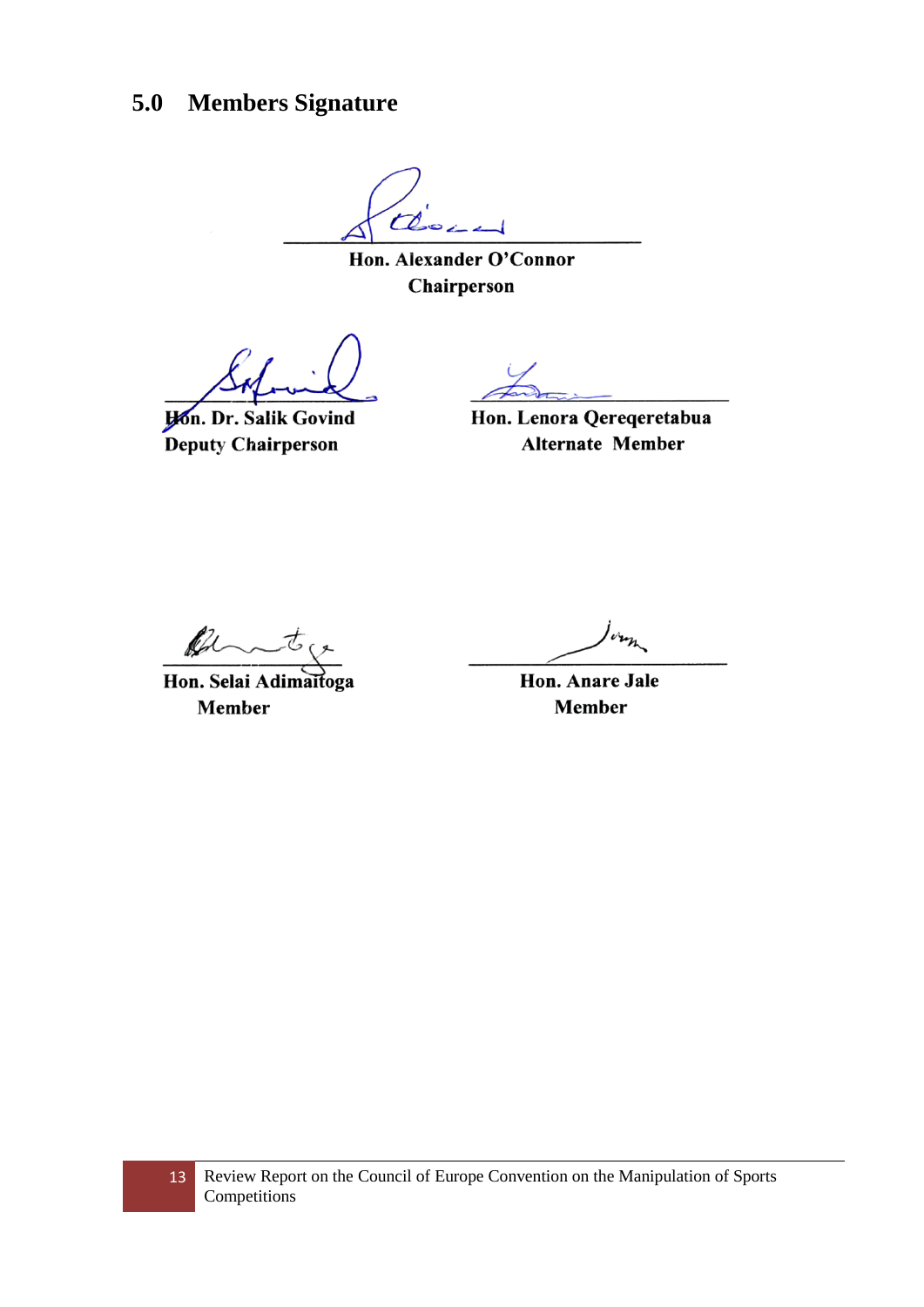## 5.0 Members Signature

**Hon. Alexander O'Connor**
**Chairperson**

**Hon. Dr. Salik Govind**
**Deputy Chairperson**

**Hon. Lenora Qereqeretabua**
**Alternate Member**

**Hon. Selai Adimaitoga**
**Member**

**Hon. Anare Jale**
**Member**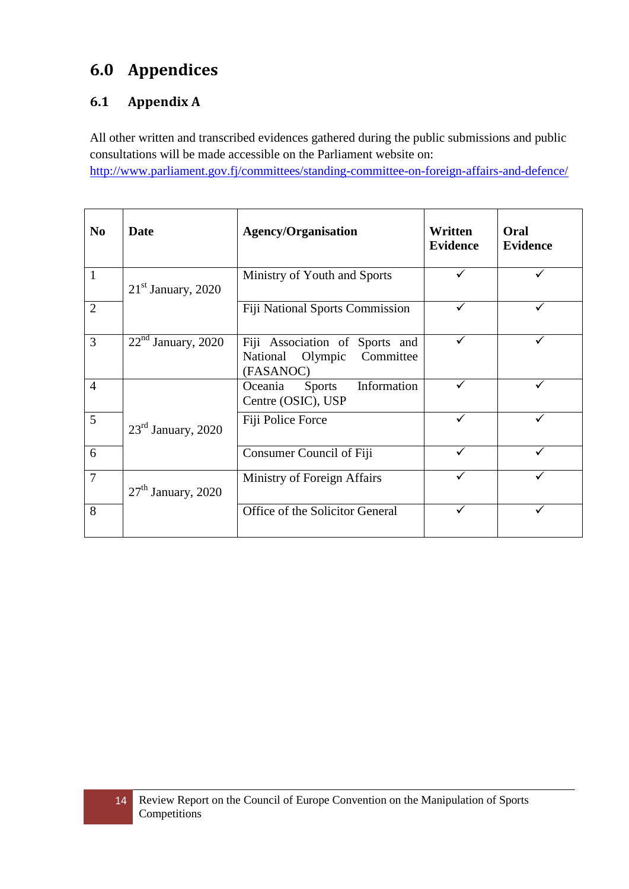# 6.0 Appendices

## 6.1 Appendix A

All other written and transcribed evidences gathered during the public submissions and public consultations will be made accessible on the Parliament website on: http://www.parliament.gov.fj/committees/standing-committee-on-foreign-affairs-and-defence/

| No | Date | Agency/Organisation | Written Evidence | Oral Evidence |
|---|---|---|---|---|
| 1 | 21st January, 2020 | Ministry of Youth and Sports | ✓ | ✓ |
| 2 | | Fiji National Sports Commission | ✓ | ✓ |
| 3 | 22nd January, 2020 | Fiji Association of Sports and National Olympic Committee (FASANOC) | ✓ | ✓ |
| 4 | 23rd January, 2020 | Oceania Sports Information Centre (OSIC), USP | ✓ | ✓ |
| 5 | | Fiji Police Force | ✓ | ✓ |
| 6 | | Consumer Council of Fiji | ✓ | ✓ |
| 7 | 27th January, 2020 | Ministry of Foreign Affairs | ✓ | ✓ |
| 8 | | Office of the Solicitor General | ✓ | ✓ |